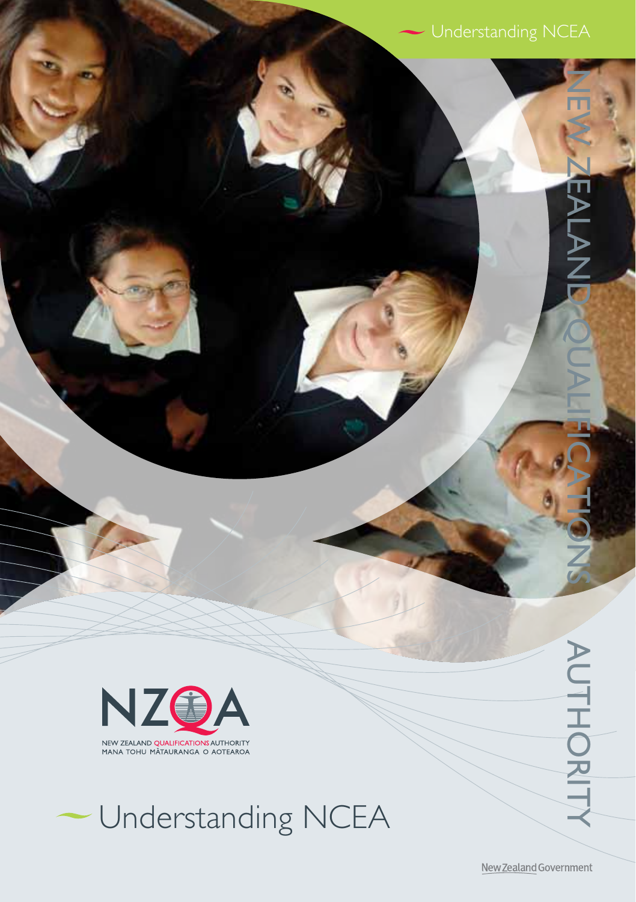Understanding NCEA

NEW ZEALAND QUALIFICATIONS AUTHORITY

NZQA

NEW ZEALAND QUALIFICATIONS AUTHORITY
MANA TOHU MĀTAURANGA O AOTEAROA

# Understanding NCEA

New Zealand Government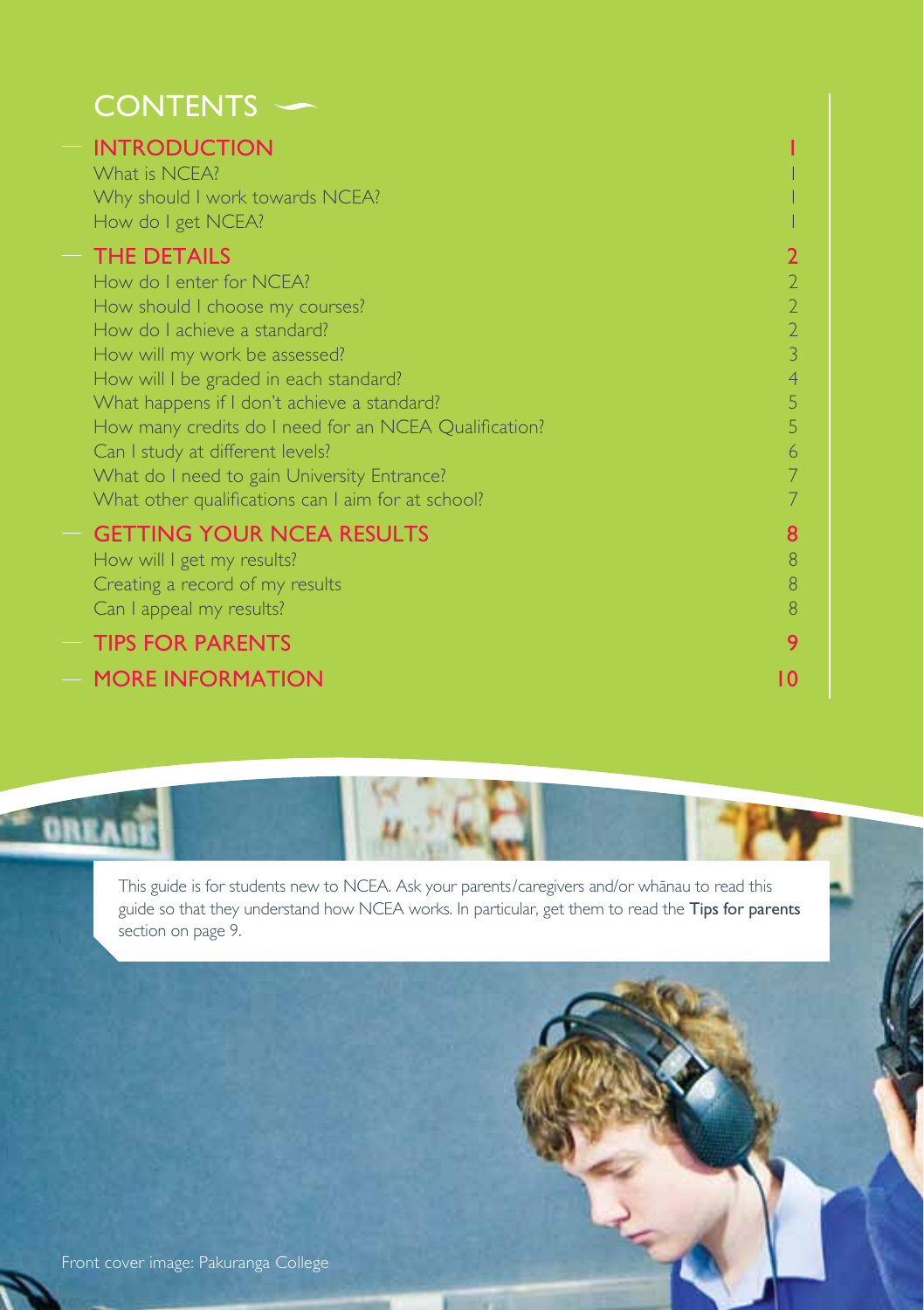# CONTENTS

| | |
|---|---|
| **INTRODUCTION** | **1** |
| What is NCEA? | 1 |
| Why should I work towards NCEA? | 1 |
| How do I get NCEA? | 1 |
| **THE DETAILS** | **2** |
| How do I enter for NCEA? | 2 |
| How should I choose my courses? | 2 |
| How do I achieve a standard? | 2 |
| How will my work be assessed? | 3 |
| How will I be graded in each standard? | 4 |
| What happens if I don't achieve a standard? | 5 |
| How many credits do I need for an NCEA Qualification? | 5 |
| Can I study at different levels? | 6 |
| What do I need to gain University Entrance? | 7 |
| What other qualifications can I aim for at school? | 7 |
| **GETTING YOUR NCEA RESULTS** | **8** |
| How will I get my results? | 8 |
| Creating a record of my results | 8 |
| Can I appeal my results? | 8 |
| **TIPS FOR PARENTS** | **9** |
| **MORE INFORMATION** | **10** |

This guide is for students new to NCEA. Ask your parents/caregivers and/or whānau to read this guide so that they understand how NCEA works. In particular, get them to read the **Tips for parents** section on page 9.

Front cover image: Pakuranga College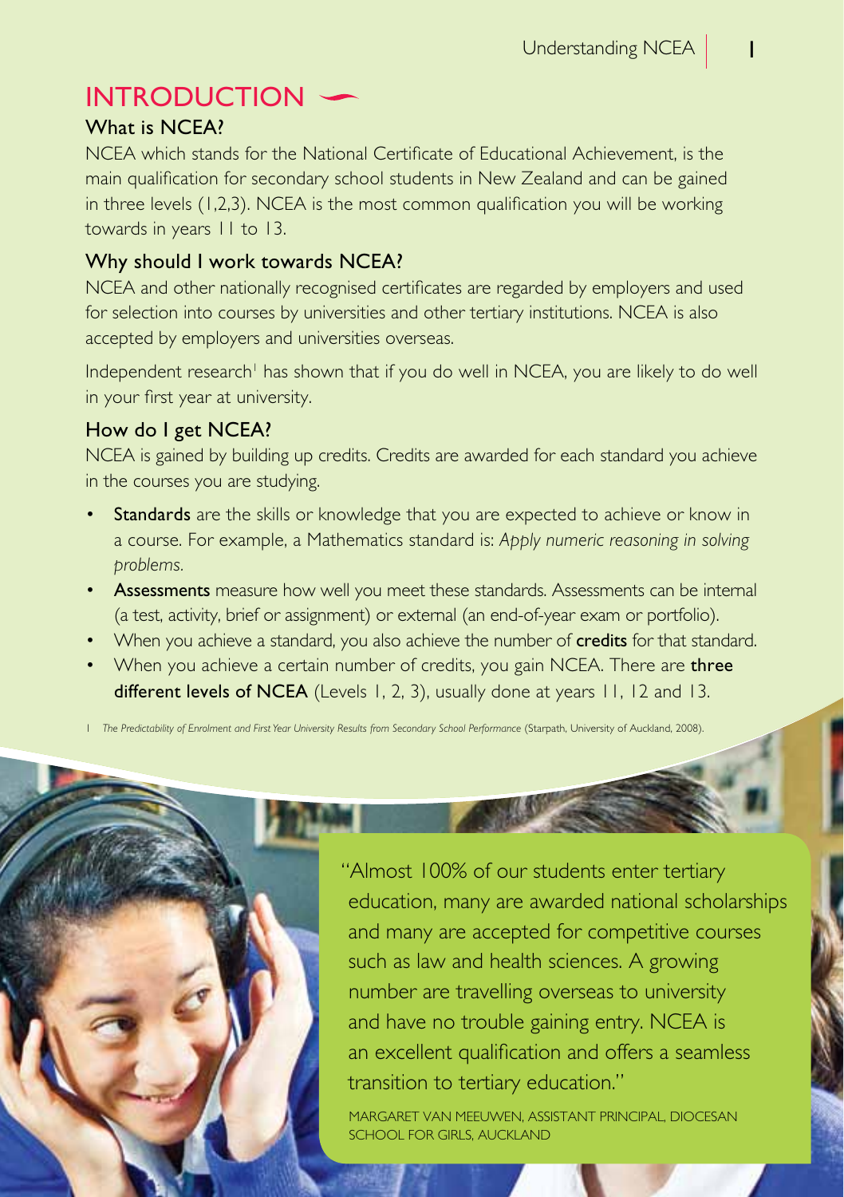# INTRODUCTION

## What is NCEA?

NCEA which stands for the National Certificate of Educational Achievement, is the main qualification for secondary school students in New Zealand and can be gained in three levels (1,2,3). NCEA is the most common qualification you will be working towards in years 11 to 13.

## Why should I work towards NCEA?

NCEA and other nationally recognised certificates are regarded by employers and used for selection into courses by universities and other tertiary institutions. NCEA is also accepted by employers and universities overseas.

Independent research[1] has shown that if you do well in NCEA, you are likely to do well in your first year at university.

## How do I get NCEA?

NCEA is gained by building up credits. Credits are awarded for each standard you achieve in the courses you are studying.

- **Standards** are the skills or knowledge that you are expected to achieve or know in a course. For example, a Mathematics standard is: *Apply numeric reasoning in solving problems.*
- **Assessments** measure how well you meet these standards. Assessments can be internal (a test, activity, brief or assignment) or external (an end-of-year exam or portfolio).
- When you achieve a standard, you also achieve the number of **credits** for that standard.
- When you achieve a certain number of credits, you gain NCEA. There are **three different levels of NCEA** (Levels 1, 2, 3), usually done at years 11, 12 and 13.

1 *The Predictability of Enrolment and First Year University Results from Secondary School Performance* (Starpath, University of Auckland, 2008).

"Almost 100% of our students enter tertiary education, many are awarded national scholarships and many are accepted for competitive courses such as law and health sciences. A growing number are travelling overseas to university and have no trouble gaining entry. NCEA is an excellent qualification and offers a seamless transition to tertiary education."

MARGARET VAN MEEUWEN, ASSISTANT PRINCIPAL, DIOCESAN SCHOOL FOR GIRLS, AUCKLAND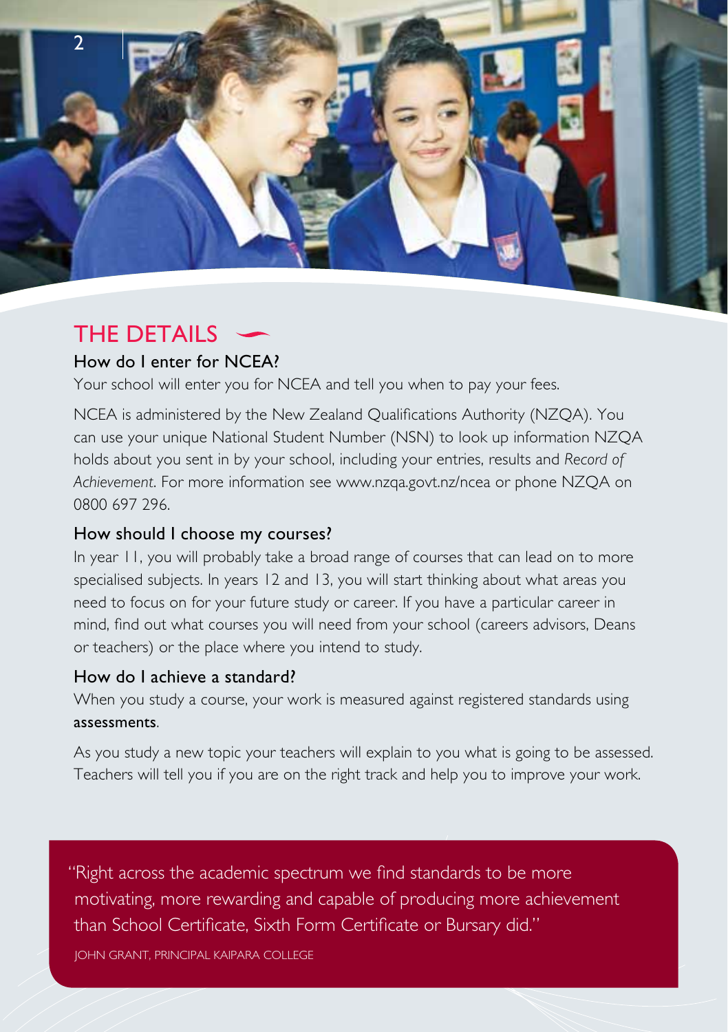## THE DETAILS

### How do I enter for NCEA?

Your school will enter you for NCEA and tell you when to pay your fees.

NCEA is administered by the New Zealand Qualifications Authority (NZQA). You can use your unique National Student Number (NSN) to look up information NZQA holds about you sent in by your school, including your entries, results and *Record of Achievement*. For more information see www.nzqa.govt.nz/ncea or phone NZQA on 0800 697 296.

### How should I choose my courses?

In year 11, you will probably take a broad range of courses that can lead on to more specialised subjects. In years 12 and 13, you will start thinking about what areas you need to focus on for your future study or career. If you have a particular career in mind, find out what courses you will need from your school (careers advisors, Deans or teachers) or the place where you intend to study.

### How do I achieve a standard?

When you study a course, your work is measured against registered standards using **assessments**.

As you study a new topic your teachers will explain to you what is going to be assessed. Teachers will tell you if you are on the right track and help you to improve your work.

> "Right across the academic spectrum we find standards to be more motivating, more rewarding and capable of producing more achievement than School Certificate, Sixth Form Certificate or Bursary did."
>
> JOHN GRANT, PRINCIPAL KAIPARA COLLEGE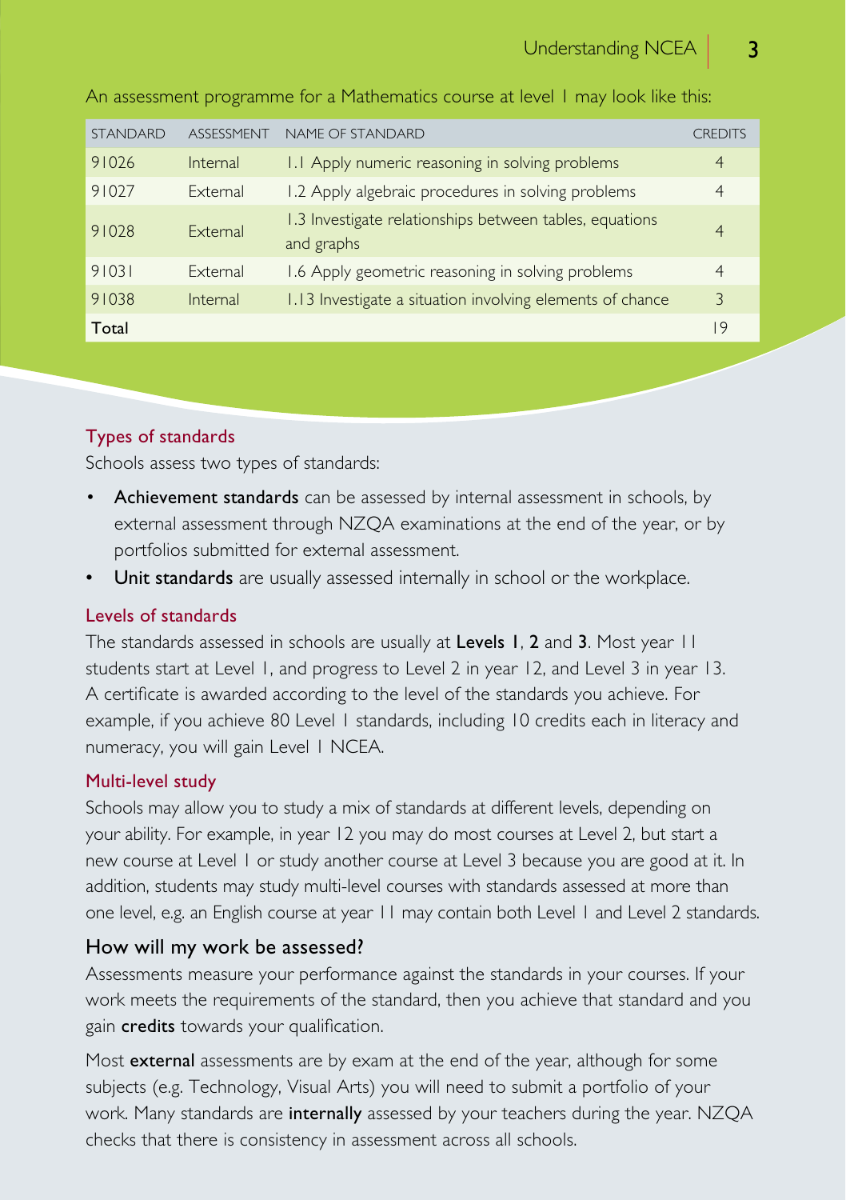An assessment programme for a Mathematics course at level 1 may look like this:

| STANDARD | ASSESSMENT | NAME OF STANDARD | CREDITS |
|---|---|---|---|
| 91026 | Internal | 1.1 Apply numeric reasoning in solving problems | 4 |
| 91027 | External | 1.2 Apply algebraic procedures in solving problems | 4 |
| 91028 | External | 1.3 Investigate relationships between tables, equations and graphs | 4 |
| 91031 | External | 1.6 Apply geometric reasoning in solving problems | 4 |
| 91038 | Internal | 1.13 Investigate a situation involving elements of chance | 3 |
| **Total** | | | 19 |

### Types of standards

Schools assess two types of standards:

- **Achievement standards** can be assessed by internal assessment in schools, by external assessment through NZQA examinations at the end of the year, or by portfolios submitted for external assessment.
- **Unit standards** are usually assessed internally in school or the workplace.

### Levels of standards

The standards assessed in schools are usually at **Levels 1**, **2** and **3**. Most year 11 students start at Level 1, and progress to Level 2 in year 12, and Level 3 in year 13. A certificate is awarded according to the level of the standards you achieve. For example, if you achieve 80 Level 1 standards, including 10 credits each in literacy and numeracy, you will gain Level 1 NCEA.

### Multi-level study

Schools may allow you to study a mix of standards at different levels, depending on your ability. For example, in year 12 you may do most courses at Level 2, but start a new course at Level 1 or study another course at Level 3 because you are good at it. In addition, students may study multi-level courses with standards assessed at more than one level, e.g. an English course at year 11 may contain both Level 1 and Level 2 standards.

## How will my work be assessed?

Assessments measure your performance against the standards in your courses. If your work meets the requirements of the standard, then you achieve that standard and you gain **credits** towards your qualification.

Most **external** assessments are by exam at the end of the year, although for some subjects (e.g. Technology, Visual Arts) you will need to submit a portfolio of your work. Many standards are **internally** assessed by your teachers during the year. NZQA checks that there is consistency in assessment across all schools.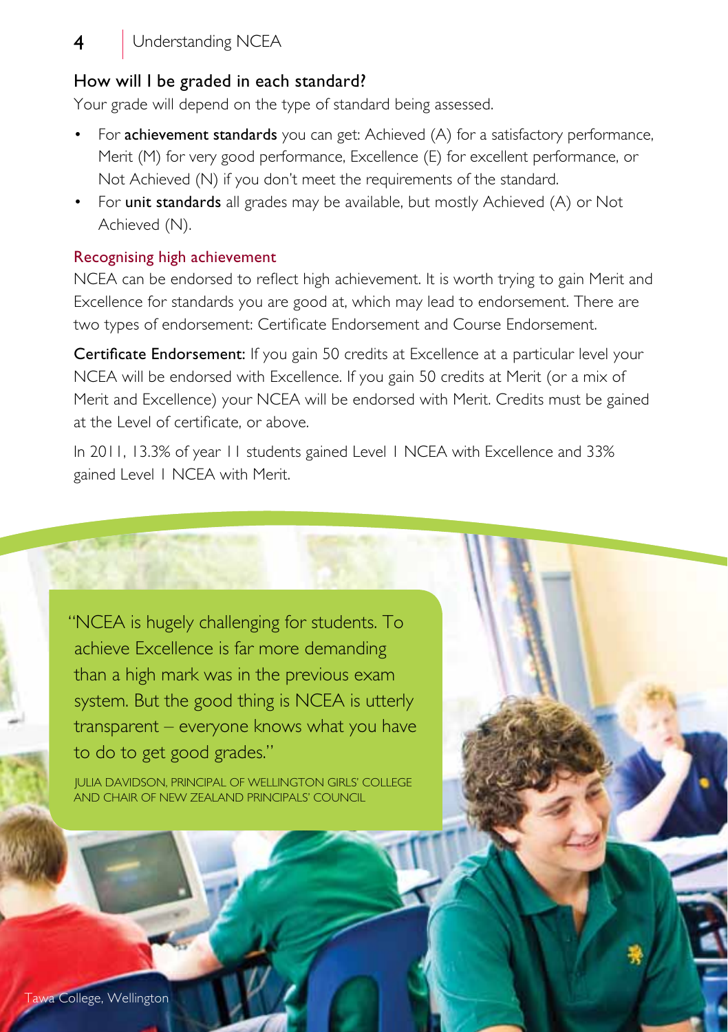## How will I be graded in each standard?

Your grade will depend on the type of standard being assessed.

- For **achievement standards** you can get: Achieved (A) for a satisfactory performance, Merit (M) for very good performance, Excellence (E) for excellent performance, or Not Achieved (N) if you don't meet the requirements of the standard.
- For **unit standards** all grades may be available, but mostly Achieved (A) or Not Achieved (N).

### Recognising high achievement

NCEA can be endorsed to reflect high achievement. It is worth trying to gain Merit and Excellence for standards you are good at, which may lead to endorsement. There are two types of endorsement: Certificate Endorsement and Course Endorsement.

**Certificate Endorsement:** If you gain 50 credits at Excellence at a particular level your NCEA will be endorsed with Excellence. If you gain 50 credits at Merit (or a mix of Merit and Excellence) your NCEA will be endorsed with Merit. Credits must be gained at the Level of certificate, or above.

In 2011, 13.3% of year 11 students gained Level 1 NCEA with Excellence and 33% gained Level 1 NCEA with Merit.

> "NCEA is hugely challenging for students. To achieve Excellence is far more demanding than a high mark was in the previous exam system. But the good thing is NCEA is utterly transparent – everyone knows what you have to do to get good grades."
>
> JULIA DAVIDSON, PRINCIPAL OF WELLINGTON GIRLS' COLLEGE AND CHAIR OF NEW ZEALAND PRINCIPALS' COUNCIL

Tawa College, Wellington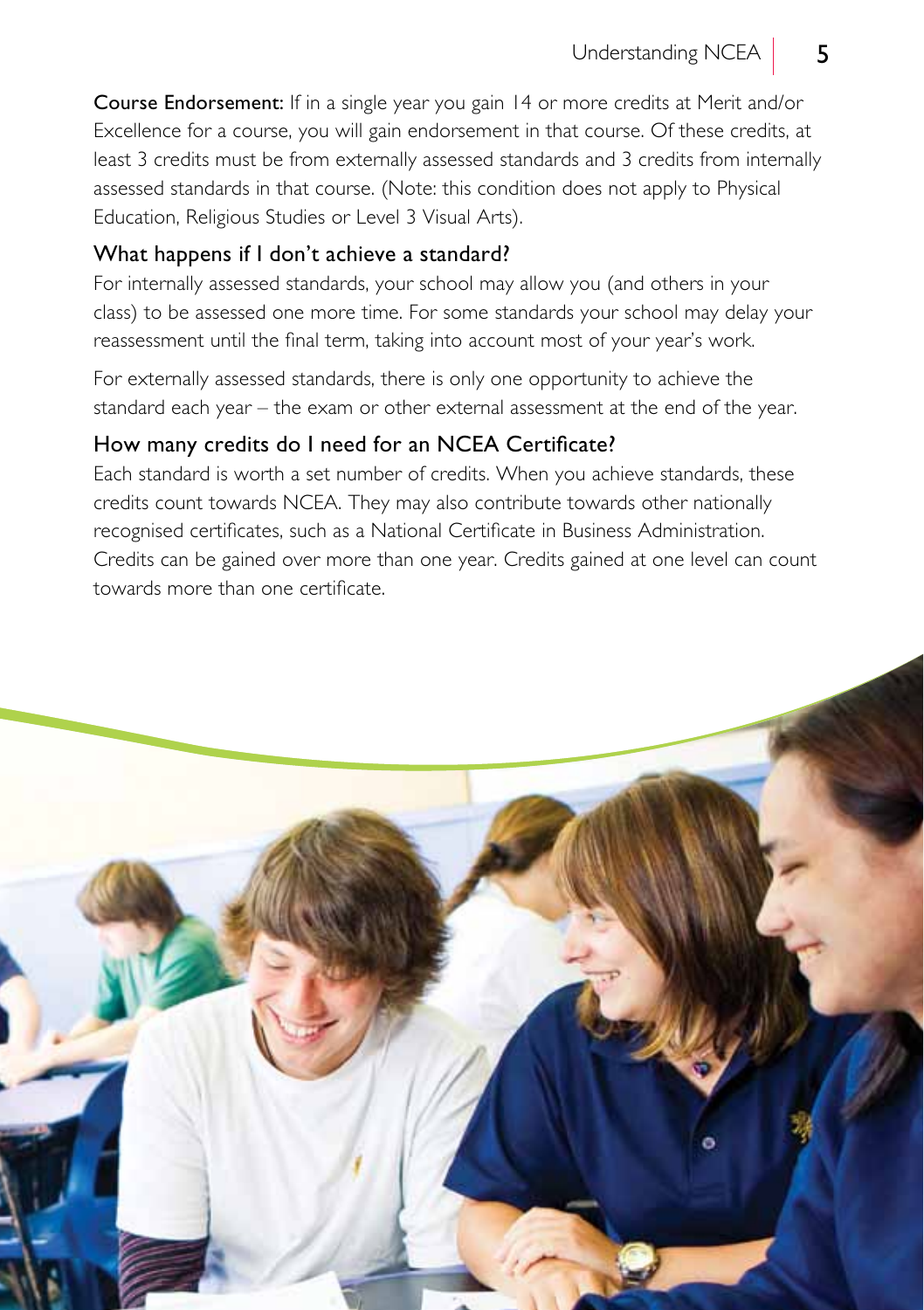**Course Endorsement:** If in a single year you gain 14 or more credits at Merit and/or Excellence for a course, you will gain endorsement in that course. Of these credits, at least 3 credits must be from externally assessed standards and 3 credits from internally assessed standards in that course. (Note: this condition does not apply to Physical Education, Religious Studies or Level 3 Visual Arts).

### What happens if I don't achieve a standard?

For internally assessed standards, your school may allow you (and others in your class) to be assessed one more time. For some standards your school may delay your reassessment until the final term, taking into account most of your year's work.

For externally assessed standards, there is only one opportunity to achieve the standard each year – the exam or other external assessment at the end of the year.

### How many credits do I need for an NCEA Certificate?

Each standard is worth a set number of credits. When you achieve standards, these credits count towards NCEA. They may also contribute towards other nationally recognised certificates, such as a National Certificate in Business Administration. Credits can be gained over more than one year. Credits gained at one level can count towards more than one certificate.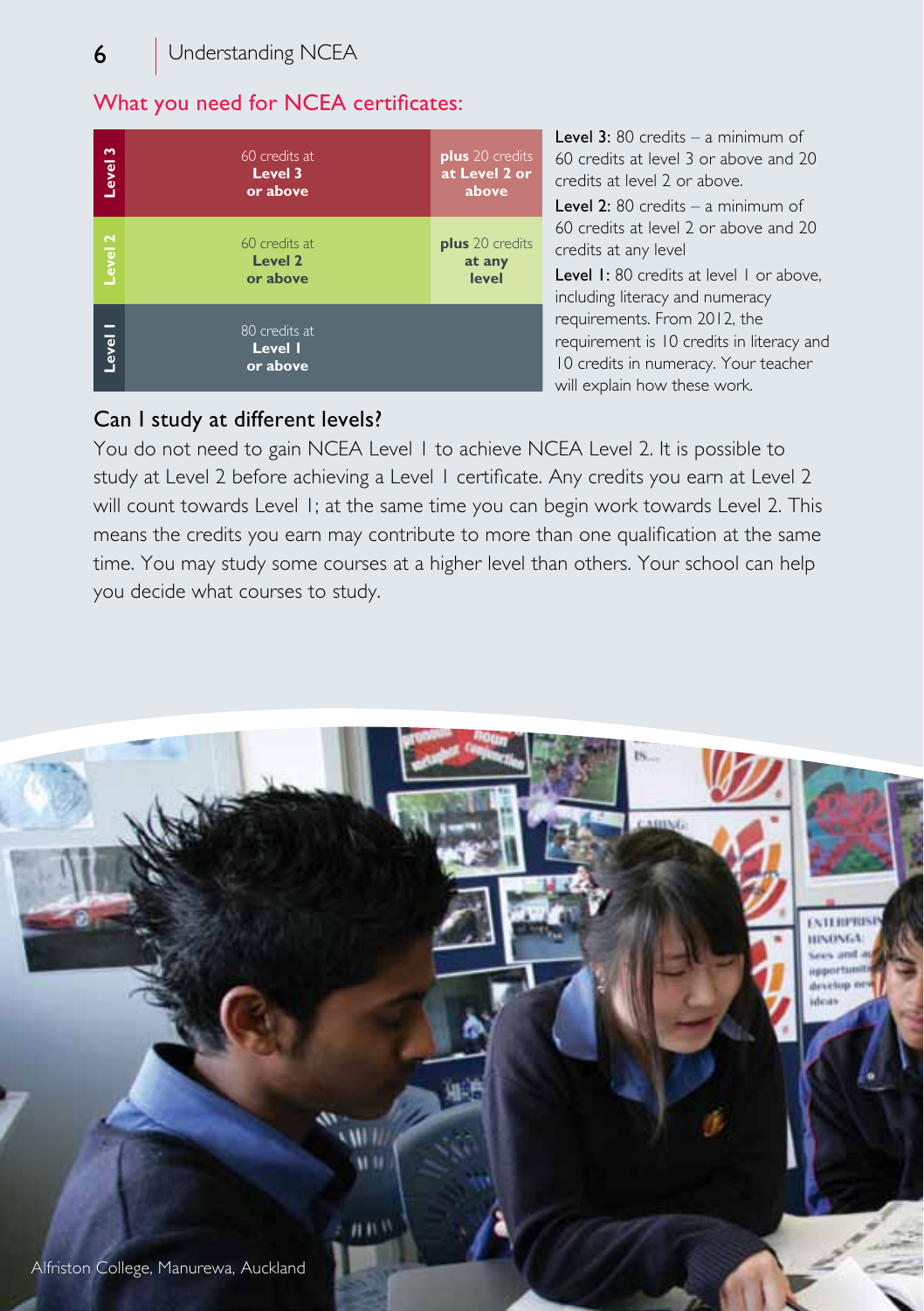## What you need for NCEA certificates:

| Level | Requirement | Additional |
|---|---|---|
| Level 3 | 60 credits at **Level 3 or above** | **plus** 20 credits **at Level 2 or above** |
| Level 2 | 60 credits at **Level 2 or above** | **plus** 20 credits **at any level** |
| Level 1 | 80 credits at **Level 1 or above** | |

**Level 3**: 80 credits – a minimum of 60 credits at level 3 or above and 20 credits at level 2 or above.

**Level 2**: 80 credits – a minimum of 60 credits at level 2 or above and 20 credits at any level

**Level 1**: 80 credits at level 1 or above, including literacy and numeracy requirements. From 2012, the requirement is 10 credits in literacy and 10 credits in numeracy. Your teacher will explain how these work.

### Can I study at different levels?

You do not need to gain NCEA Level 1 to achieve NCEA Level 2. It is possible to study at Level 2 before achieving a Level 1 certificate. Any credits you earn at Level 2 will count towards Level 1; at the same time you can begin work towards Level 2. This means the credits you earn may contribute to more than one qualification at the same time. You may study some courses at a higher level than others. Your school can help you decide what courses to study.

Alfriston College, Manurewa, Auckland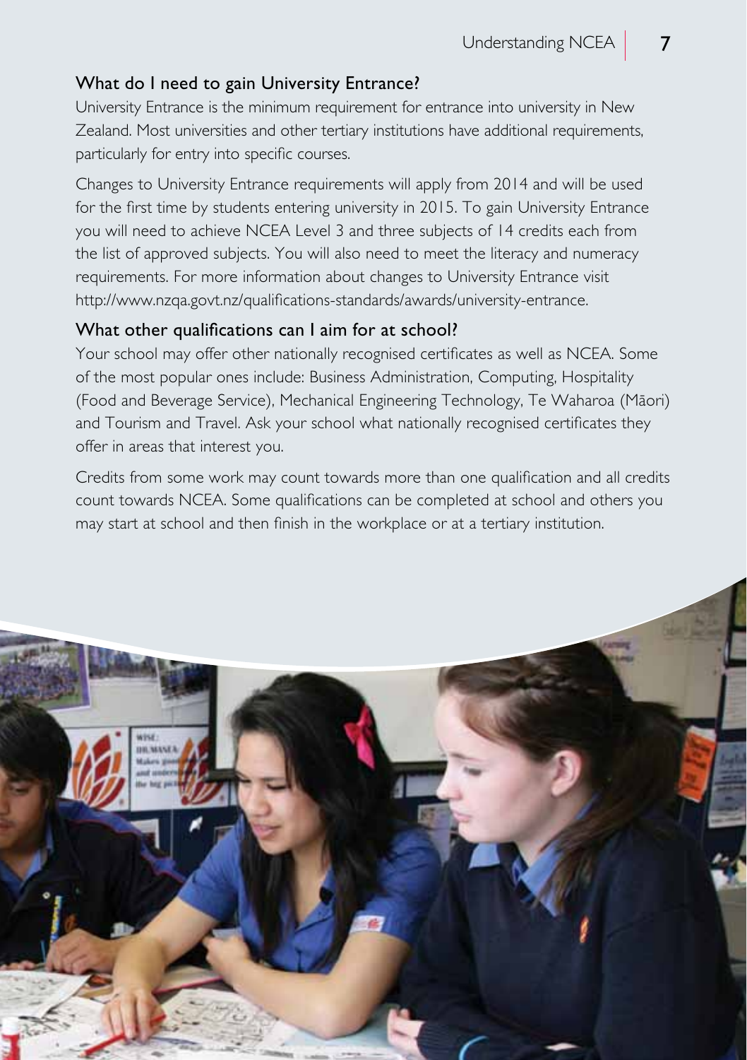## What do I need to gain University Entrance?

University Entrance is the minimum requirement for entrance into university in New Zealand. Most universities and other tertiary institutions have additional requirements, particularly for entry into specific courses.

Changes to University Entrance requirements will apply from 2014 and will be used for the first time by students entering university in 2015. To gain University Entrance you will need to achieve NCEA Level 3 and three subjects of 14 credits each from the list of approved subjects. You will also need to meet the literacy and numeracy requirements. For more information about changes to University Entrance visit http://www.nzqa.govt.nz/qualifications-standards/awards/university-entrance.

## What other qualifications can I aim for at school?

Your school may offer other nationally recognised certificates as well as NCEA. Some of the most popular ones include: Business Administration, Computing, Hospitality (Food and Beverage Service), Mechanical Engineering Technology, Te Waharoa (Māori) and Tourism and Travel. Ask your school what nationally recognised certificates they offer in areas that interest you.

Credits from some work may count towards more than one qualification and all credits count towards NCEA. Some qualifications can be completed at school and others you may start at school and then finish in the workplace or at a tertiary institution.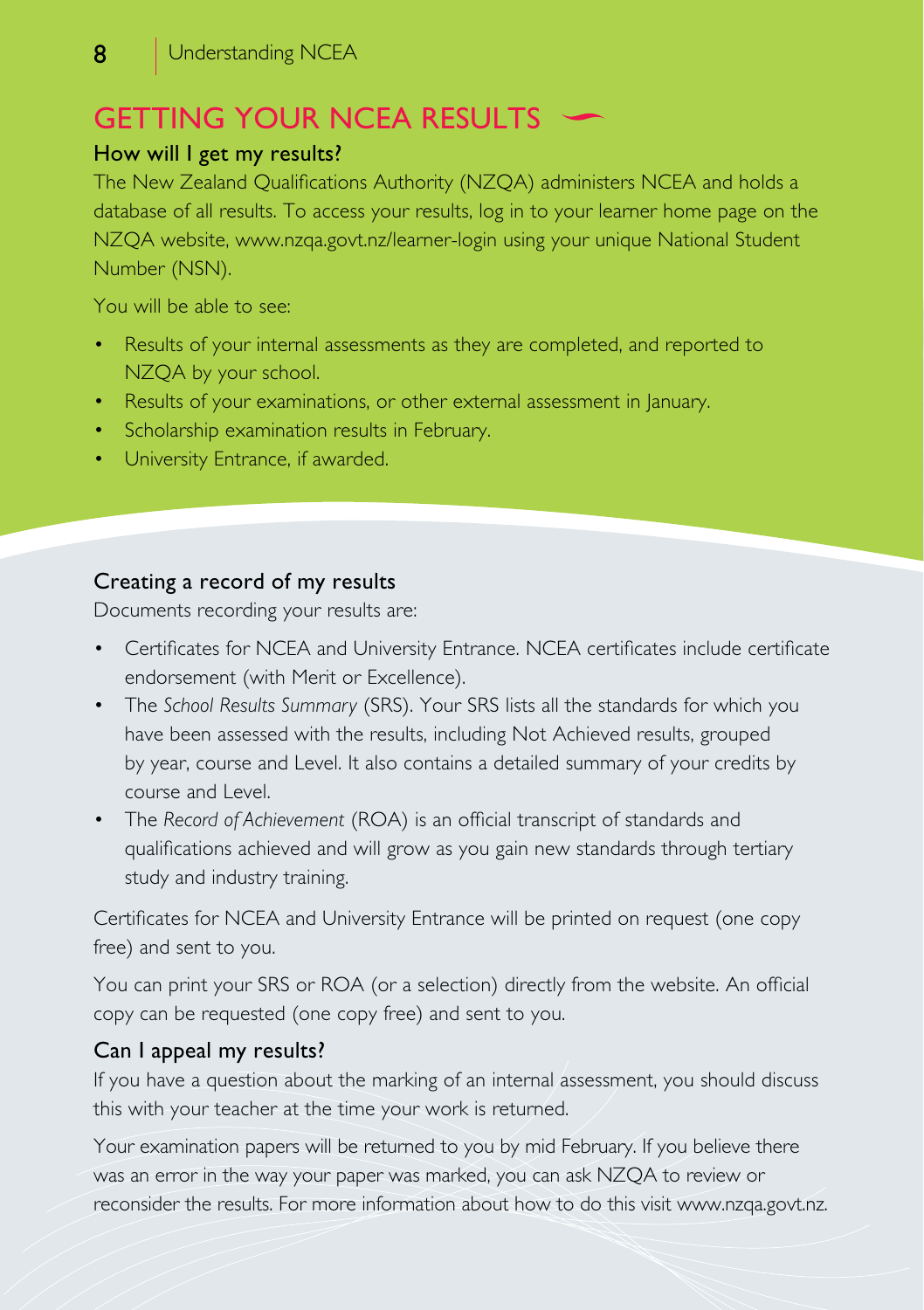## GETTING YOUR NCEA RESULTS

### How will I get my results?

The New Zealand Qualifications Authority (NZQA) administers NCEA and holds a database of all results. To access your results, log in to your learner home page on the NZQA website, www.nzqa.govt.nz/learner-login using your unique National Student Number (NSN).

You will be able to see:

- Results of your internal assessments as they are completed, and reported to NZQA by your school.
- Results of your examinations, or other external assessment in January.
- Scholarship examination results in February.
- University Entrance, if awarded.

### Creating a record of my results

Documents recording your results are:

- Certificates for NCEA and University Entrance. NCEA certificates include certificate endorsement (with Merit or Excellence).
- The *School Results Summary* (SRS). Your SRS lists all the standards for which you have been assessed with the results, including Not Achieved results, grouped by year, course and Level. It also contains a detailed summary of your credits by course and Level.
- The *Record of Achievement* (ROA) is an official transcript of standards and qualifications achieved and will grow as you gain new standards through tertiary study and industry training.

Certificates for NCEA and University Entrance will be printed on request (one copy free) and sent to you.

You can print your SRS or ROA (or a selection) directly from the website. An official copy can be requested (one copy free) and sent to you.

### Can I appeal my results?

If you have a question about the marking of an internal assessment, you should discuss this with your teacher at the time your work is returned.

Your examination papers will be returned to you by mid February. If you believe there was an error in the way your paper was marked, you can ask NZQA to review or reconsider the results. For more information about how to do this visit www.nzqa.govt.nz.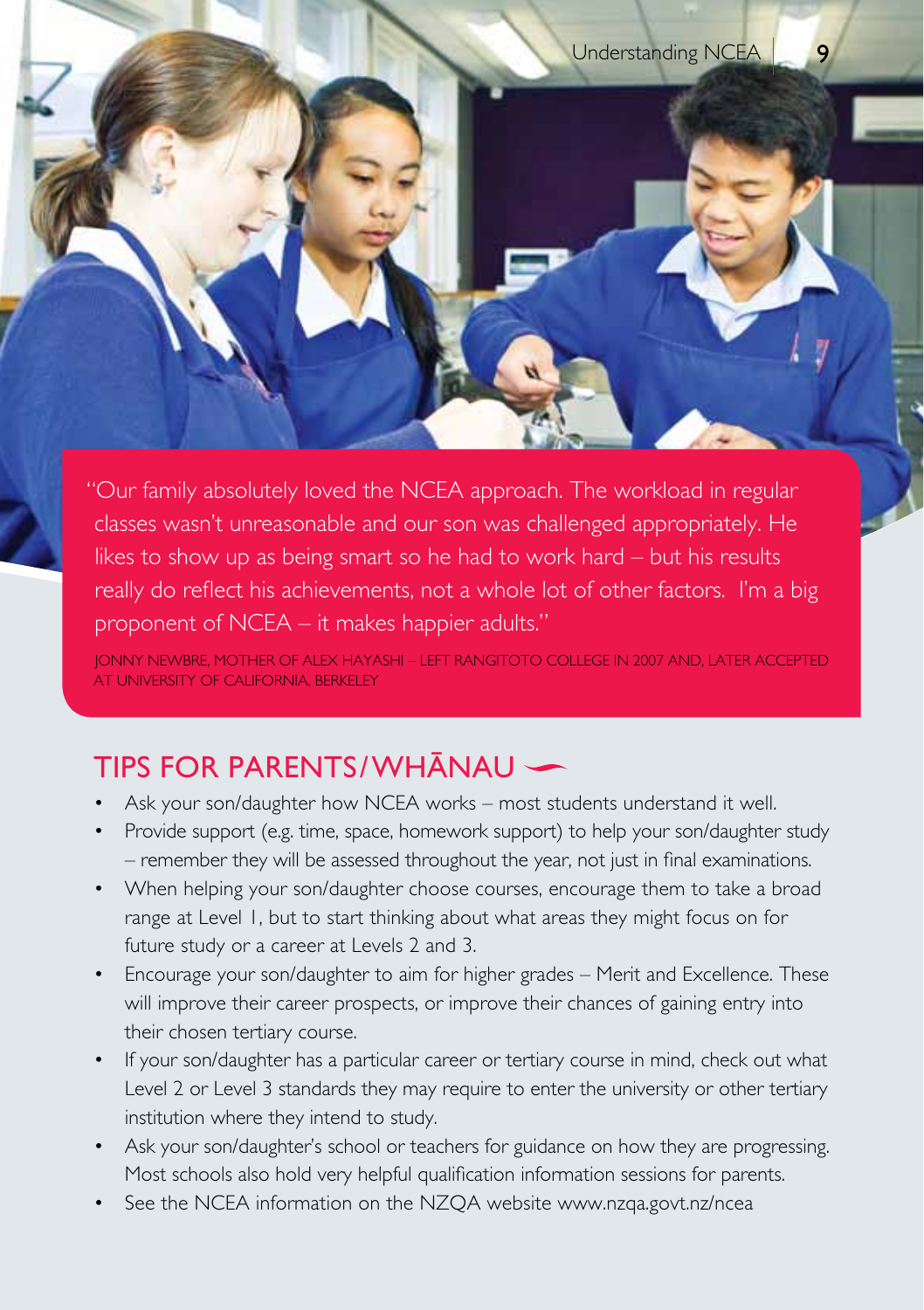"Our family absolutely loved the NCEA approach. The workload in regular classes wasn't unreasonable and our son was challenged appropriately. He likes to show up as being smart so he had to work hard – but his results really do reflect his achievements, not a whole lot of other factors. I'm a big proponent of NCEA – it makes happier adults."

JONNY NEWBRE, MOTHER OF ALEX HAYASHI – LEFT RANGITOTO COLLEGE IN 2007 AND, LATER ACCEPTED AT UNIVERSITY OF CALIFORNIA, BERKELEY

## TIPS FOR PARENTS/WHĀNAU

- Ask your son/daughter how NCEA works – most students understand it well.
- Provide support (e.g. time, space, homework support) to help your son/daughter study – remember they will be assessed throughout the year, not just in final examinations.
- When helping your son/daughter choose courses, encourage them to take a broad range at Level 1, but to start thinking about what areas they might focus on for future study or a career at Levels 2 and 3.
- Encourage your son/daughter to aim for higher grades – Merit and Excellence. These will improve their career prospects, or improve their chances of gaining entry into their chosen tertiary course.
- If your son/daughter has a particular career or tertiary course in mind, check out what Level 2 or Level 3 standards they may require to enter the university or other tertiary institution where they intend to study.
- Ask your son/daughter's school or teachers for guidance on how they are progressing. Most schools also hold very helpful qualification information sessions for parents.
- See the NCEA information on the NZQA website www.nzqa.govt.nz/ncea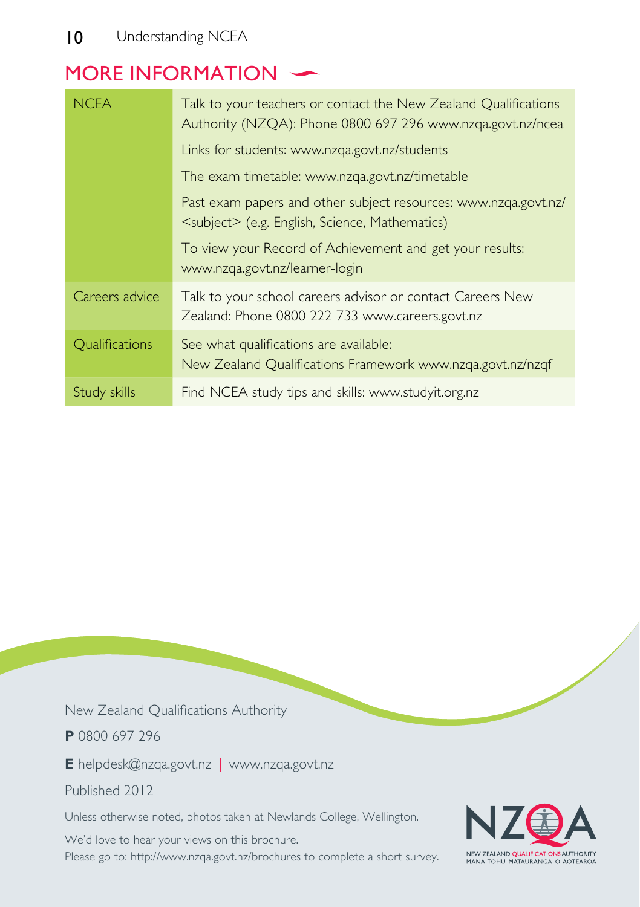## MORE INFORMATION

| | |
|---|---|
| NCEA | Talk to your teachers or contact the New Zealand Qualifications Authority (NZQA): Phone 0800 697 296 www.nzqa.govt.nz/ncea<br>Links for students: www.nzqa.govt.nz/students<br>The exam timetable: www.nzqa.govt.nz/timetable<br>Past exam papers and other subject resources: www.nzqa.govt.nz/<subject> (e.g. English, Science, Mathematics)<br>To view your Record of Achievement and get your results: www.nzqa.govt.nz/learner-login |
| Careers advice | Talk to your school careers advisor or contact Careers New Zealand: Phone 0800 222 733 www.careers.govt.nz |
| Qualifications | See what qualifications are available:<br>New Zealand Qualifications Framework www.nzqa.govt.nz/nzqf |
| Study skills | Find NCEA study tips and skills: www.studyit.org.nz |

New Zealand Qualifications Authority

**P** 0800 697 296

**E** helpdesk@nzqa.govt.nz | www.nzqa.govt.nz

Published 2012

Unless otherwise noted, photos taken at Newlands College, Wellington.

We'd love to hear your views on this brochure.
Please go to: http://www.nzqa.govt.nz/brochures to complete a short survey.

NZQA
NEW ZEALAND QUALIFICATIONS AUTHORITY
MANA TOHU MĀTAURANGA O AOTEAROA